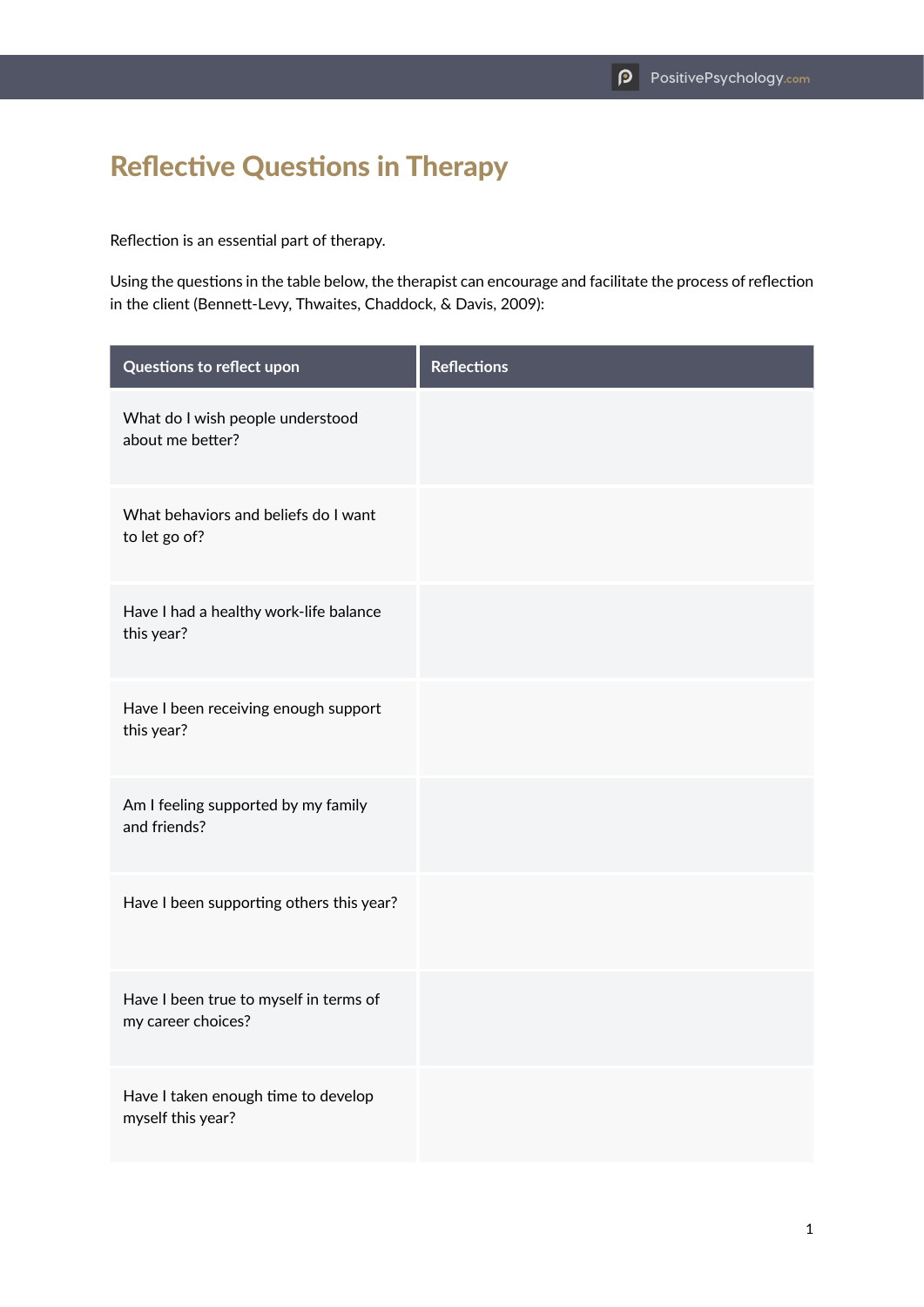# Reflective Questions in Therapy

Reflection is an essential part of therapy.

Using the questions in the table below, the therapist can encourage and facilitate the process of reflection in the client (Bennett-Levy, Thwaites, Chaddock, & Davis, 2009):

| Questions to reflect upon | Reflections |
|---|---|
| What do I wish people understood about me better? | |
| What behaviors and beliefs do I want to let go of? | |
| Have I had a healthy work-life balance this year? | |
| Have I been receiving enough support this year? | |
| Am I feeling supported by my family and friends? | |
| Have I been supporting others this year? | |
| Have I been true to myself in terms of my career choices? | |
| Have I taken enough time to develop myself this year? | |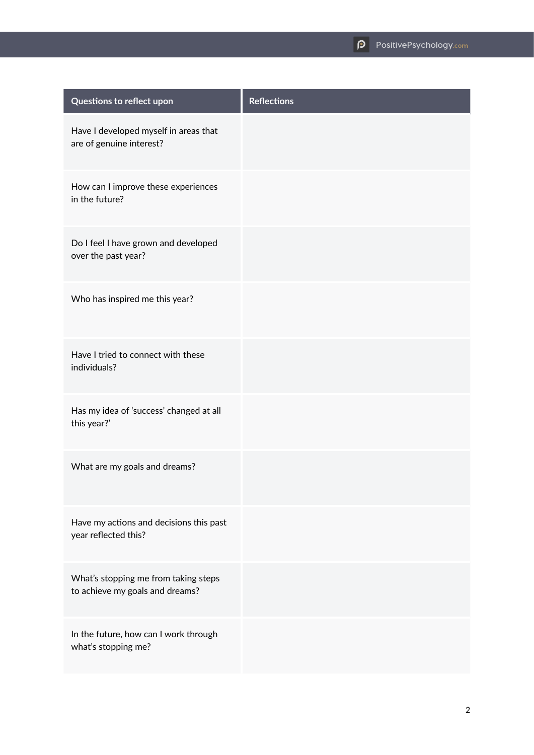| Questions to reflect upon | Reflections |
|---|---|
| Have I developed myself in areas that are of genuine interest? | |
| How can I improve these experiences in the future? | |
| Do I feel I have grown and developed over the past year? | |
| Who has inspired me this year? | |
| Have I tried to connect with these individuals? | |
| Has my idea of 'success' changed at all this year?' | |
| What are my goals and dreams? | |
| Have my actions and decisions this past year reflected this? | |
| What's stopping me from taking steps to achieve my goals and dreams? | |
| In the future, how can I work through what's stopping me? | |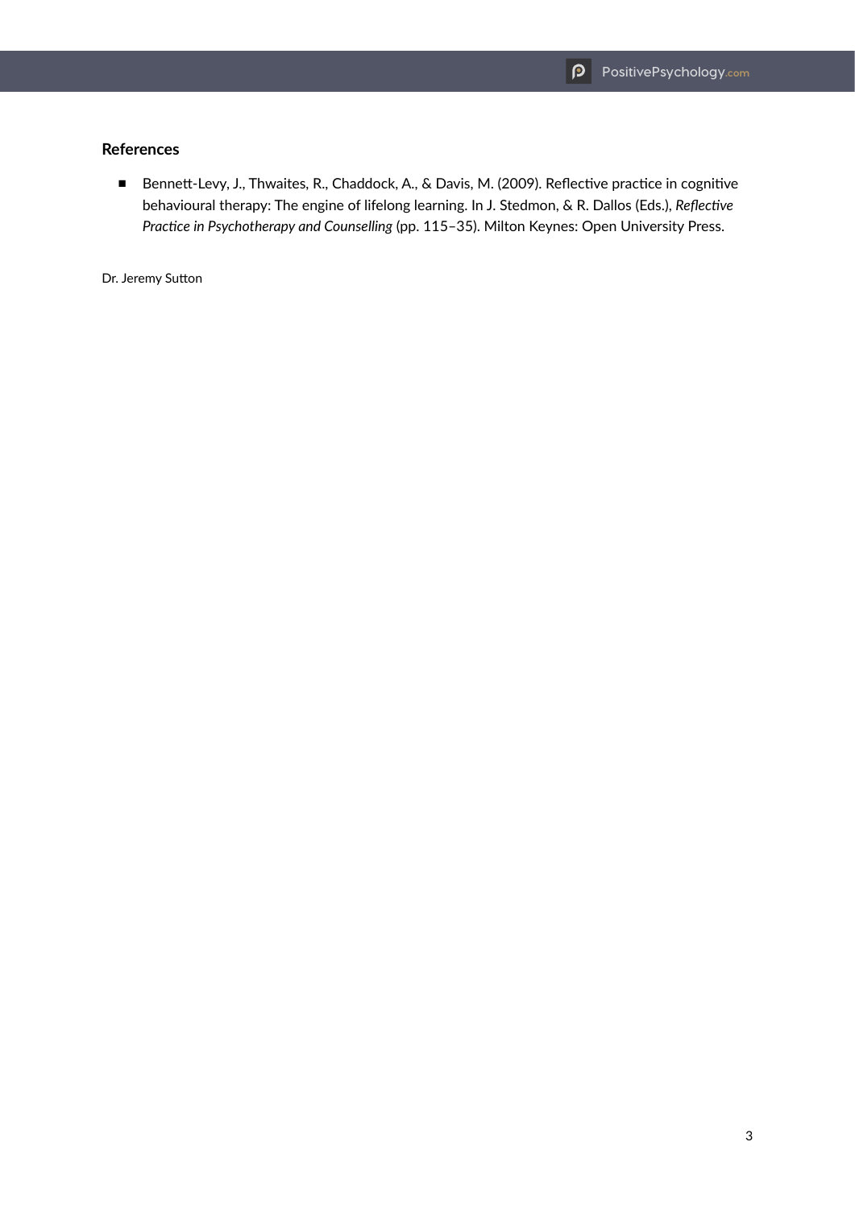## References

- Bennett-Levy, J., Thwaites, R., Chaddock, A., & Davis, M. (2009). Reflective practice in cognitive behavioural therapy: The engine of lifelong learning. In J. Stedmon, & R. Dallos (Eds.), *Reflective Practice in Psychotherapy and Counselling* (pp. 115–35). Milton Keynes: Open University Press.

Dr. Jeremy Sutton